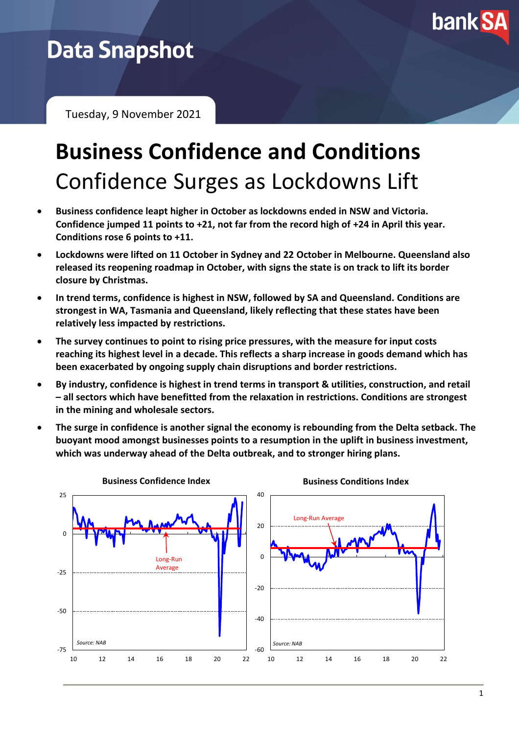Data Snapshot

Tuesday, 9 November 2021

# Business Confidence and Conditions

## Confidence Surges as Lockdowns Lift

- **Business confidence leapt higher in October as lockdowns ended in NSW and Victoria. Confidence jumped 11 points to +21, not far from the record high of +24 in April this year. Conditions rose 6 points to +11.**
- **Lockdowns were lifted on 11 October in Sydney and 22 October in Melbourne. Queensland also released its reopening roadmap in October, with signs the state is on track to lift its border closure by Christmas.**
- **In trend terms, confidence is highest in NSW, followed by SA and Queensland. Conditions are strongest in WA, Tasmania and Queensland, likely reflecting that these states have been relatively less impacted by restrictions.**
- **The survey continues to point to rising price pressures, with the measure for input costs reaching its highest level in a decade. This reflects a sharp increase in goods demand which has been exacerbated by ongoing supply chain disruptions and border restrictions.**
- **By industry, confidence is highest in trend terms in transport & utilities, construction, and retail – all sectors which have benefitted from the relaxation in restrictions. Conditions are strongest in the mining and wholesale sectors.**
- **The surge in confidence is another signal the economy is rebounding from the Delta setback. The buoyant mood amongst businesses points to a resumption in the uplift in business investment, which was underway ahead of the Delta outbreak, and to stronger hiring plans.**

**Business Confidence Index**

Source: NAB

**Business Conditions Index**

Source: NAB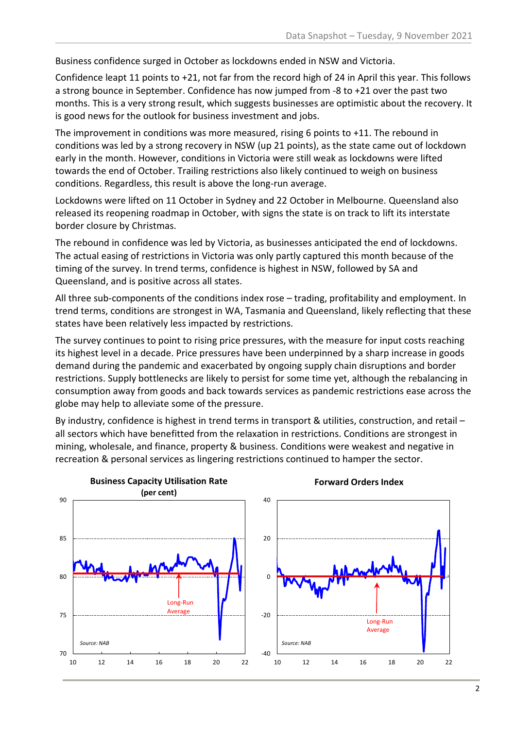Business confidence surged in October as lockdowns ended in NSW and Victoria.

Confidence leapt 11 points to +21, not far from the record high of 24 in April this year. This follows a strong bounce in September. Confidence has now jumped from -8 to +21 over the past two months. This is a very strong result, which suggests businesses are optimistic about the recovery. It is good news for the outlook for business investment and jobs.

The improvement in conditions was more measured, rising 6 points to +11. The rebound in conditions was led by a strong recovery in NSW (up 21 points), as the state came out of lockdown early in the month. However, conditions in Victoria were still weak as lockdowns were lifted towards the end of October. Trailing restrictions also likely continued to weigh on business conditions. Regardless, this result is above the long-run average.

Lockdowns were lifted on 11 October in Sydney and 22 October in Melbourne. Queensland also released its reopening roadmap in October, with signs the state is on track to lift its interstate border closure by Christmas.

The rebound in confidence was led by Victoria, as businesses anticipated the end of lockdowns. The actual easing of restrictions in Victoria was only partly captured this month because of the timing of the survey. In trend terms, confidence is highest in NSW, followed by SA and Queensland, and is positive across all states.

All three sub-components of the conditions index rose – trading, profitability and employment. In trend terms, conditions are strongest in WA, Tasmania and Queensland, likely reflecting that these states have been relatively less impacted by restrictions.

The survey continues to point to rising price pressures, with the measure for input costs reaching its highest level in a decade. Price pressures have been underpinned by a sharp increase in goods demand during the pandemic and exacerbated by ongoing supply chain disruptions and border restrictions. Supply bottlenecks are likely to persist for some time yet, although the rebalancing in consumption away from goods and back towards services as pandemic restrictions ease across the globe may help to alleviate some of the pressure.

By industry, confidence is highest in trend terms in transport & utilities, construction, and retail – all sectors which have benefitted from the relaxation in restrictions. Conditions are strongest in mining, wholesale, and finance, property & business. Conditions were weakest and negative in recreation & personal services as lingering restrictions continued to hamper the sector.

**Business Capacity Utilisation Rate (per cent)**

Source: NAB

**Forward Orders Index**

Source: NAB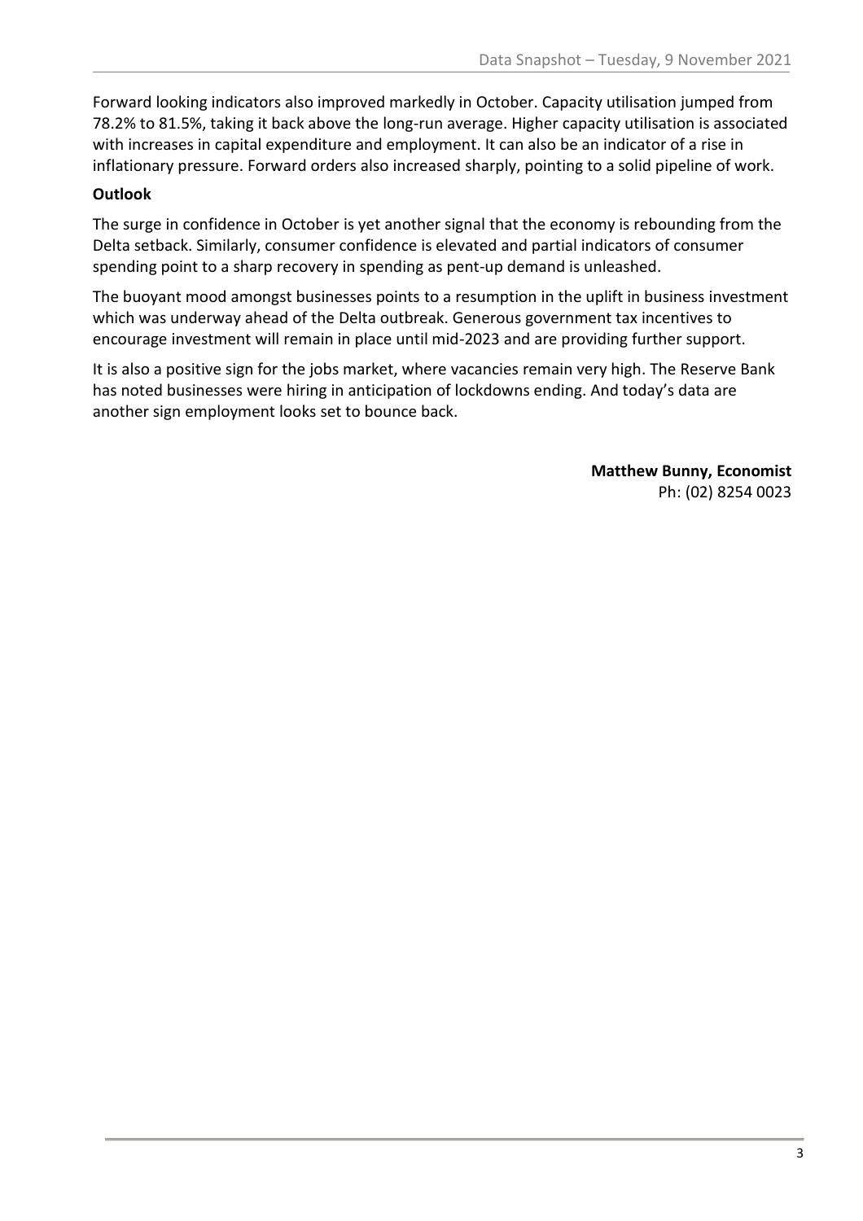Forward looking indicators also improved markedly in October. Capacity utilisation jumped from 78.2% to 81.5%, taking it back above the long-run average. Higher capacity utilisation is associated with increases in capital expenditure and employment. It can also be an indicator of a rise in inflationary pressure. Forward orders also increased sharply, pointing to a solid pipeline of work.

**Outlook**

The surge in confidence in October is yet another signal that the economy is rebounding from the Delta setback. Similarly, consumer confidence is elevated and partial indicators of consumer spending point to a sharp recovery in spending as pent-up demand is unleashed.

The buoyant mood amongst businesses points to a resumption in the uplift in business investment which was underway ahead of the Delta outbreak. Generous government tax incentives to encourage investment will remain in place until mid-2023 and are providing further support.

It is also a positive sign for the jobs market, where vacancies remain very high. The Reserve Bank has noted businesses were hiring in anticipation of lockdowns ending. And today's data are another sign employment looks set to bounce back.

**Matthew Bunny, Economist**
Ph: (02) 8254 0023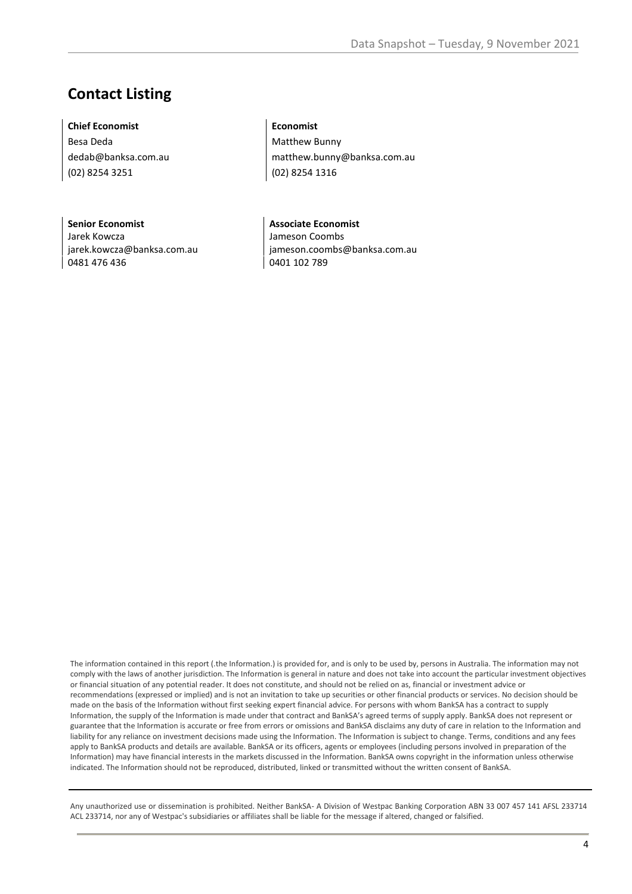## Contact Listing

**Chief Economist**
Besa Deda
dedab@banksa.com.au
(02) 8254 3251

**Economist**
Matthew Bunny
matthew.bunny@banksa.com.au
(02) 8254 1316

**Senior Economist**
Jarek Kowcza
jarek.kowcza@banksa.com.au
0481 476 436

**Associate Economist**
Jameson Coombs
jameson.coombs@banksa.com.au
0401 102 789

The information contained in this report (.the Information.) is provided for, and is only to be used by, persons in Australia. The information may not comply with the laws of another jurisdiction. The Information is general in nature and does not take into account the particular investment objectives or financial situation of any potential reader. It does not constitute, and should not be relied on as, financial or investment advice or recommendations (expressed or implied) and is not an invitation to take up securities or other financial products or services. No decision should be made on the basis of the Information without first seeking expert financial advice. For persons with whom BankSA has a contract to supply Information, the supply of the Information is made under that contract and BankSA's agreed terms of supply apply. BankSA does not represent or guarantee that the Information is accurate or free from errors or omissions and BankSA disclaims any duty of care in relation to the Information and liability for any reliance on investment decisions made using the Information. The Information is subject to change. Terms, conditions and any fees apply to BankSA products and details are available. BankSA or its officers, agents or employees (including persons involved in preparation of the Information) may have financial interests in the markets discussed in the Information. BankSA owns copyright in the information unless otherwise indicated. The Information should not be reproduced, distributed, linked or transmitted without the written consent of BankSA.

Any unauthorized use or dissemination is prohibited. Neither BankSA- A Division of Westpac Banking Corporation ABN 33 007 457 141 AFSL 233714 ACL 233714, nor any of Westpac's subsidiaries or affiliates shall be liable for the message if altered, changed or falsified.